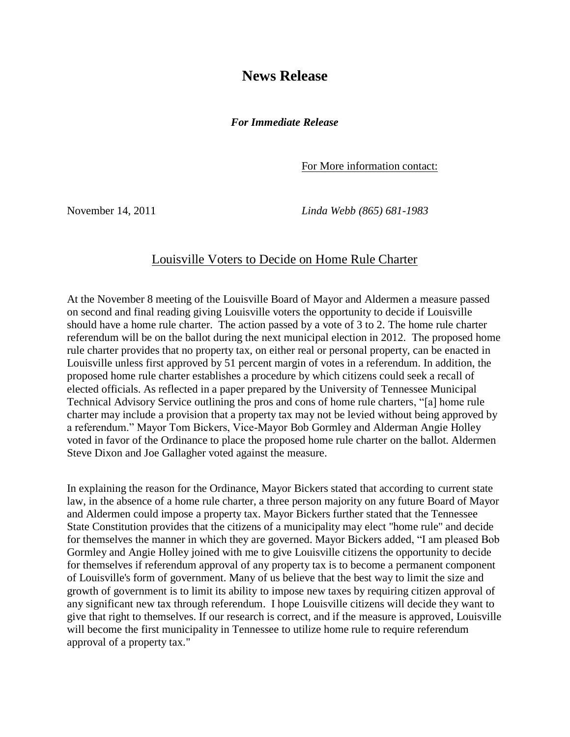# News Release

***For Immediate Release***

For More information contact:

November 14, 2011 *Linda Webb (865) 681-1983*

## Louisville Voters to Decide on Home Rule Charter

At the November 8 meeting of the Louisville Board of Mayor and Aldermen a measure passed on second and final reading giving Louisville voters the opportunity to decide if Louisville should have a home rule charter. The action passed by a vote of 3 to 2. The home rule charter referendum will be on the ballot during the next municipal election in 2012. The proposed home rule charter provides that no property tax, on either real or personal property, can be enacted in Louisville unless first approved by 51 percent margin of votes in a referendum. In addition, the proposed home rule charter establishes a procedure by which citizens could seek a recall of elected officials. As reflected in a paper prepared by the University of Tennessee Municipal Technical Advisory Service outlining the pros and cons of home rule charters, "[a] home rule charter may include a provision that a property tax may not be levied without being approved by a referendum." Mayor Tom Bickers, Vice-Mayor Bob Gormley and Alderman Angie Holley voted in favor of the Ordinance to place the proposed home rule charter on the ballot. Aldermen Steve Dixon and Joe Gallagher voted against the measure.

In explaining the reason for the Ordinance, Mayor Bickers stated that according to current state law, in the absence of a home rule charter, a three person majority on any future Board of Mayor and Aldermen could impose a property tax. Mayor Bickers further stated that the Tennessee State Constitution provides that the citizens of a municipality may elect "home rule" and decide for themselves the manner in which they are governed. Mayor Bickers added, "I am pleased Bob Gormley and Angie Holley joined with me to give Louisville citizens the opportunity to decide for themselves if referendum approval of any property tax is to become a permanent component of Louisville's form of government. Many of us believe that the best way to limit the size and growth of government is to limit its ability to impose new taxes by requiring citizen approval of any significant new tax through referendum. I hope Louisville citizens will decide they want to give that right to themselves. If our research is correct, and if the measure is approved, Louisville will become the first municipality in Tennessee to utilize home rule to require referendum approval of a property tax."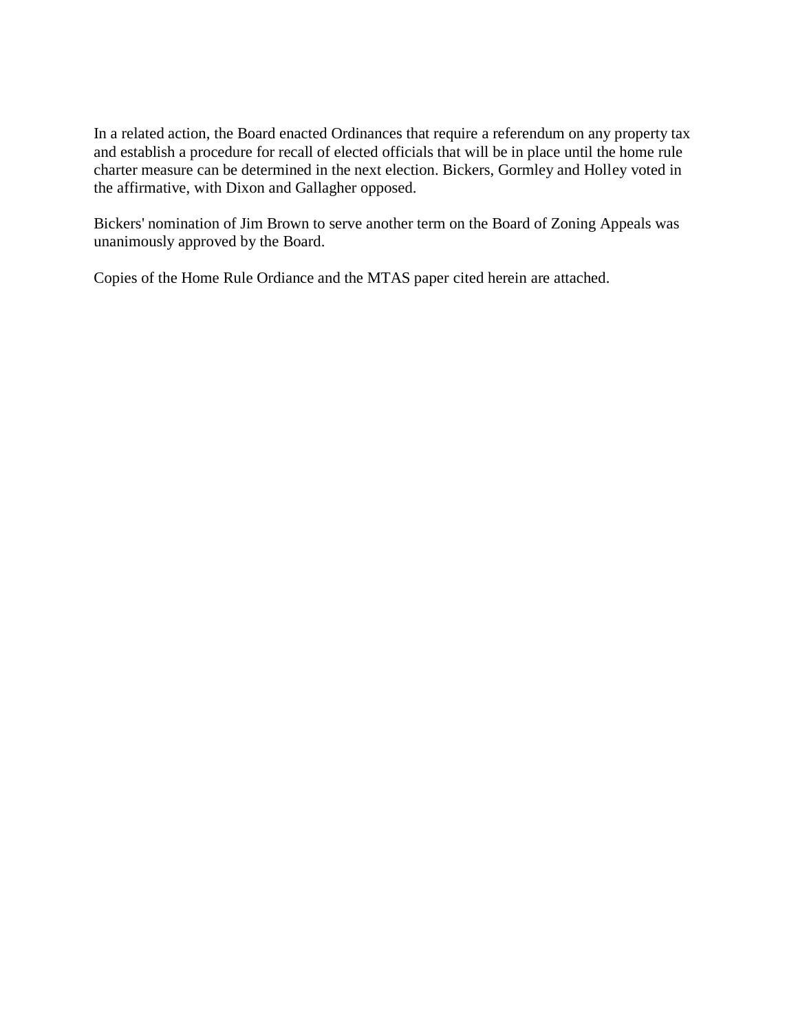In a related action, the Board enacted Ordinances that require a referendum on any property tax and establish a procedure for recall of elected officials that will be in place until the home rule charter measure can be determined in the next election. Bickers, Gormley and Holley voted in the affirmative, with Dixon and Gallagher opposed.

Bickers' nomination of Jim Brown to serve another term on the Board of Zoning Appeals was unanimously approved by the Board.

Copies of the Home Rule Ordiance and the MTAS paper cited herein are attached.